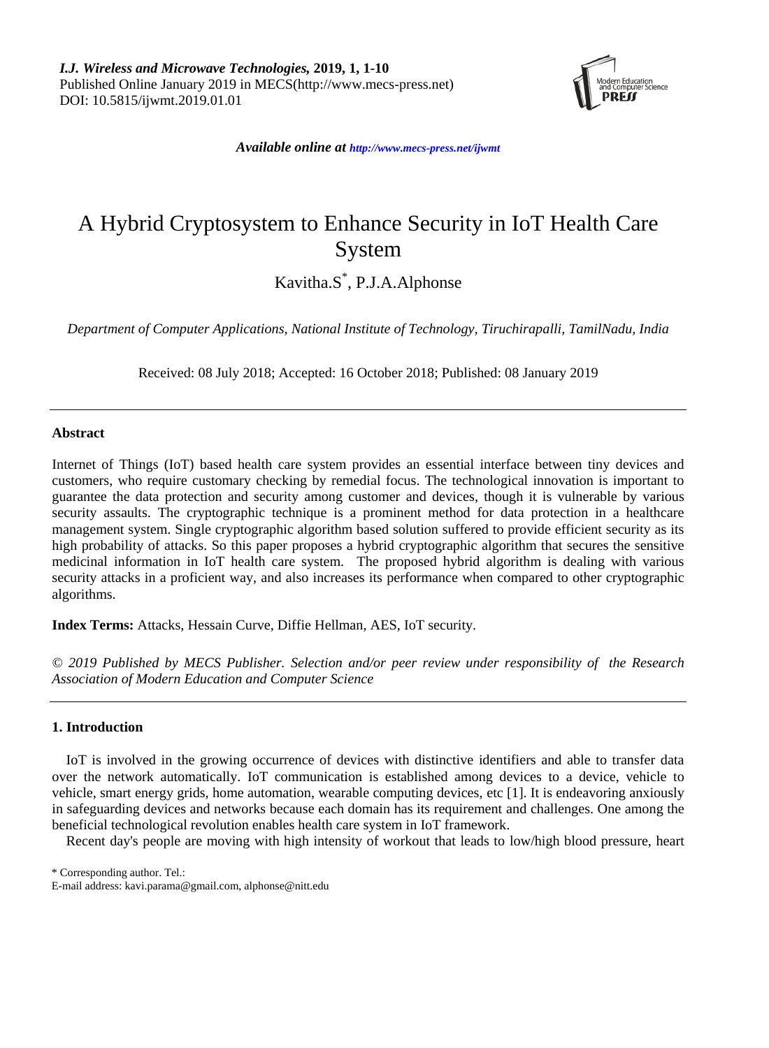*I.J. Wireless and Microwave Technologies,* **2019, 1, 1-10**
Published Online January 2019 in MECS(http://www.mecs-press.net)
DOI: 10.5815/ijwmt.2019.01.01

***Available online at** http://www.mecs-press.net/ijwmt*

# A Hybrid Cryptosystem to Enhance Security in IoT Health Care System

Kavitha.S*, P.J.A.Alphonse

*Department of Computer Applications, National Institute of Technology, Tiruchirapalli, TamilNadu, India*

Received: 08 July 2018; Accepted: 16 October 2018; Published: 08 January 2019

## Abstract

Internet of Things (IoT) based health care system provides an essential interface between tiny devices and customers, who require customary checking by remedial focus. The technological innovation is important to guarantee the data protection and security among customer and devices, though it is vulnerable by various security assaults. The cryptographic technique is a prominent method for data protection in a healthcare management system. Single cryptographic algorithm based solution suffered to provide efficient security as its high probability of attacks. So this paper proposes a hybrid cryptographic algorithm that secures the sensitive medicinal information in IoT health care system. The proposed hybrid algorithm is dealing with various security attacks in a proficient way, and also increases its performance when compared to other cryptographic algorithms.

**Index Terms:** Attacks, Hessain Curve, Diffie Hellman, AES, IoT security.

*© 2019 Published by MECS Publisher. Selection and/or peer review under responsibility of the Research Association of Modern Education and Computer Science*

## 1. Introduction

IoT is involved in the growing occurrence of devices with distinctive identifiers and able to transfer data over the network automatically. IoT communication is established among devices to a device, vehicle to vehicle, smart energy grids, home automation, wearable computing devices, etc [1]. It is endeavoring anxiously in safeguarding devices and networks because each domain has its requirement and challenges. One among the beneficial technological revolution enables health care system in IoT framework.

Recent day's people are moving with high intensity of workout that leads to low/high blood pressure, heart

\* Corresponding author. Tel.:
E-mail address: kavi.parama@gmail.com, alphonse@nitt.edu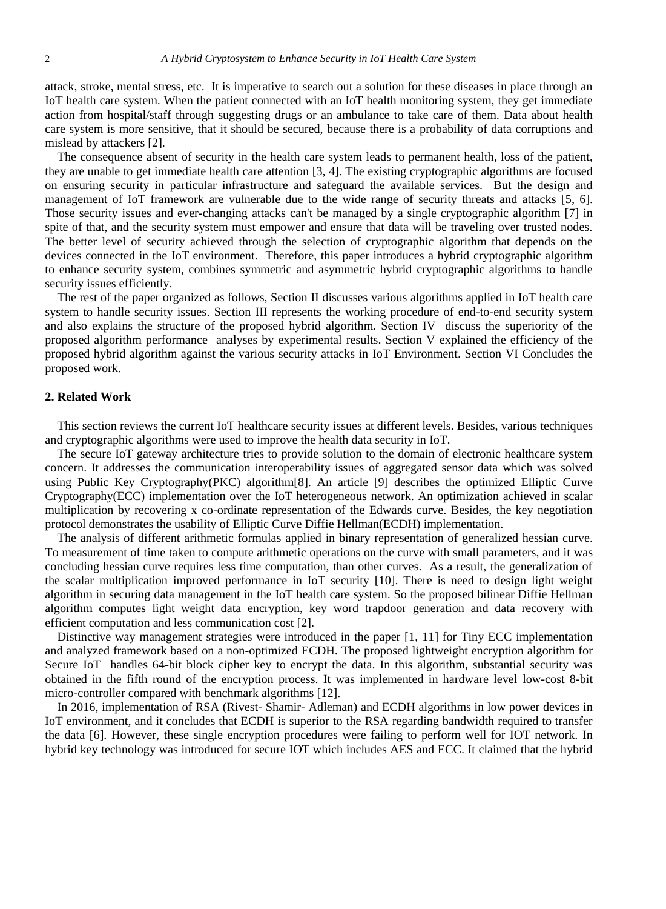attack, stroke, mental stress, etc. It is imperative to search out a solution for these diseases in place through an IoT health care system. When the patient connected with an IoT health monitoring system, they get immediate action from hospital/staff through suggesting drugs or an ambulance to take care of them. Data about health care system is more sensitive, that it should be secured, because there is a probability of data corruptions and mislead by attackers [2].

The consequence absent of security in the health care system leads to permanent health, loss of the patient, they are unable to get immediate health care attention [3, 4]. The existing cryptographic algorithms are focused on ensuring security in particular infrastructure and safeguard the available services. But the design and management of IoT framework are vulnerable due to the wide range of security threats and attacks [5, 6]. Those security issues and ever-changing attacks can't be managed by a single cryptographic algorithm [7] in spite of that, and the security system must empower and ensure that data will be traveling over trusted nodes. The better level of security achieved through the selection of cryptographic algorithm that depends on the devices connected in the IoT environment. Therefore, this paper introduces a hybrid cryptographic algorithm to enhance security system, combines symmetric and asymmetric hybrid cryptographic algorithms to handle security issues efficiently.

The rest of the paper organized as follows, Section II discusses various algorithms applied in IoT health care system to handle security issues. Section III represents the working procedure of end-to-end security system and also explains the structure of the proposed hybrid algorithm. Section IV discuss the superiority of the proposed algorithm performance analyses by experimental results. Section V explained the efficiency of the proposed hybrid algorithm against the various security attacks in IoT Environment. Section VI Concludes the proposed work.

## 2. Related Work

This section reviews the current IoT healthcare security issues at different levels. Besides, various techniques and cryptographic algorithms were used to improve the health data security in IoT.

The secure IoT gateway architecture tries to provide solution to the domain of electronic healthcare system concern. It addresses the communication interoperability issues of aggregated sensor data which was solved using Public Key Cryptography(PKC) algorithm[8]. An article [9] describes the optimized Elliptic Curve Cryptography(ECC) implementation over the IoT heterogeneous network. An optimization achieved in scalar multiplication by recovering x co-ordinate representation of the Edwards curve. Besides, the key negotiation protocol demonstrates the usability of Elliptic Curve Diffie Hellman(ECDH) implementation.

The analysis of different arithmetic formulas applied in binary representation of generalized hessian curve. To measurement of time taken to compute arithmetic operations on the curve with small parameters, and it was concluding hessian curve requires less time computation, than other curves. As a result, the generalization of the scalar multiplication improved performance in IoT security [10]. There is need to design light weight algorithm in securing data management in the IoT health care system. So the proposed bilinear Diffie Hellman algorithm computes light weight data encryption, key word trapdoor generation and data recovery with efficient computation and less communication cost [2].

Distinctive way management strategies were introduced in the paper [1, 11] for Tiny ECC implementation and analyzed framework based on a non-optimized ECDH. The proposed lightweight encryption algorithm for Secure IoT handles 64-bit block cipher key to encrypt the data. In this algorithm, substantial security was obtained in the fifth round of the encryption process. It was implemented in hardware level low-cost 8-bit micro-controller compared with benchmark algorithms [12].

In 2016, implementation of RSA (Rivest- Shamir- Adleman) and ECDH algorithms in low power devices in IoT environment, and it concludes that ECDH is superior to the RSA regarding bandwidth required to transfer the data [6]. However, these single encryption procedures were failing to perform well for IOT network. In hybrid key technology was introduced for secure IOT which includes AES and ECC. It claimed that the hybrid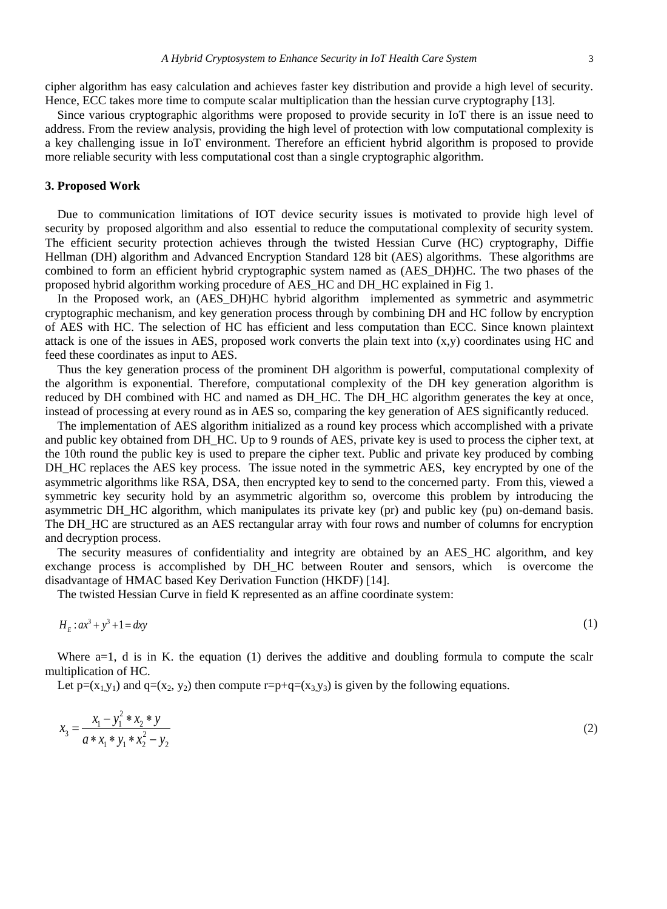cipher algorithm has easy calculation and achieves faster key distribution and provide a high level of security. Hence, ECC takes more time to compute scalar multiplication than the hessian curve cryptography [13].

Since various cryptographic algorithms were proposed to provide security in IoT there is an issue need to address. From the review analysis, providing the high level of protection with low computational complexity is a key challenging issue in IoT environment. Therefore an efficient hybrid algorithm is proposed to provide more reliable security with less computational cost than a single cryptographic algorithm.

## 3. Proposed Work

Due to communication limitations of IOT device security issues is motivated to provide high level of security by proposed algorithm and also essential to reduce the computational complexity of security system. The efficient security protection achieves through the twisted Hessian Curve (HC) cryptography, Diffie Hellman (DH) algorithm and Advanced Encryption Standard 128 bit (AES) algorithms. These algorithms are combined to form an efficient hybrid cryptographic system named as (AES_DH)HC. The two phases of the proposed hybrid algorithm working procedure of AES_HC and DH_HC explained in Fig 1.

In the Proposed work, an (AES_DH)HC hybrid algorithm implemented as symmetric and asymmetric cryptographic mechanism, and key generation process through by combining DH and HC follow by encryption of AES with HC. The selection of HC has efficient and less computation than ECC. Since known plaintext attack is one of the issues in AES, proposed work converts the plain text into (x,y) coordinates using HC and feed these coordinates as input to AES.

Thus the key generation process of the prominent DH algorithm is powerful, computational complexity of the algorithm is exponential. Therefore, computational complexity of the DH key generation algorithm is reduced by DH combined with HC and named as DH_HC. The DH_HC algorithm generates the key at once, instead of processing at every round as in AES so, comparing the key generation of AES significantly reduced.

The implementation of AES algorithm initialized as a round key process which accomplished with a private and public key obtained from DH_HC. Up to 9 rounds of AES, private key is used to process the cipher text, at the 10th round the public key is used to prepare the cipher text. Public and private key produced by combing DH_HC replaces the AES key process. The issue noted in the symmetric AES, key encrypted by one of the asymmetric algorithms like RSA, DSA, then encrypted key to send to the concerned party. From this, viewed a symmetric key security hold by an asymmetric algorithm so, overcome this problem by introducing the asymmetric DH_HC algorithm, which manipulates its private key (pr) and public key (pu) on-demand basis. The DH_HC are structured as an AES rectangular array with four rows and number of columns for encryption and decryption process.

The security measures of confidentiality and integrity are obtained by an AES_HC algorithm, and key exchange process is accomplished by DH_HC between Router and sensors, which is overcome the disadvantage of HMAC based Key Derivation Function (HKDF) [14].

The twisted Hessian Curve in field K represented as an affine coordinate system:

$$H_E : ax^3 + y^3 + 1 = dxy \tag{1}$$

Where a=1, d is in K. the equation (1) derives the additive and doubling formula to compute the scalr multiplication of HC.

Let $p=(x_1,y_1)$ and $q=(x_2, y_2)$ then compute $r=p+q=(x_3,y_3)$ is given by the following equations.

$$x_3 = \frac{x_1 - y_1^2 * x_2 * y}{a * x_1 * y_1 * x_2^2 - y_2} \tag{2}$$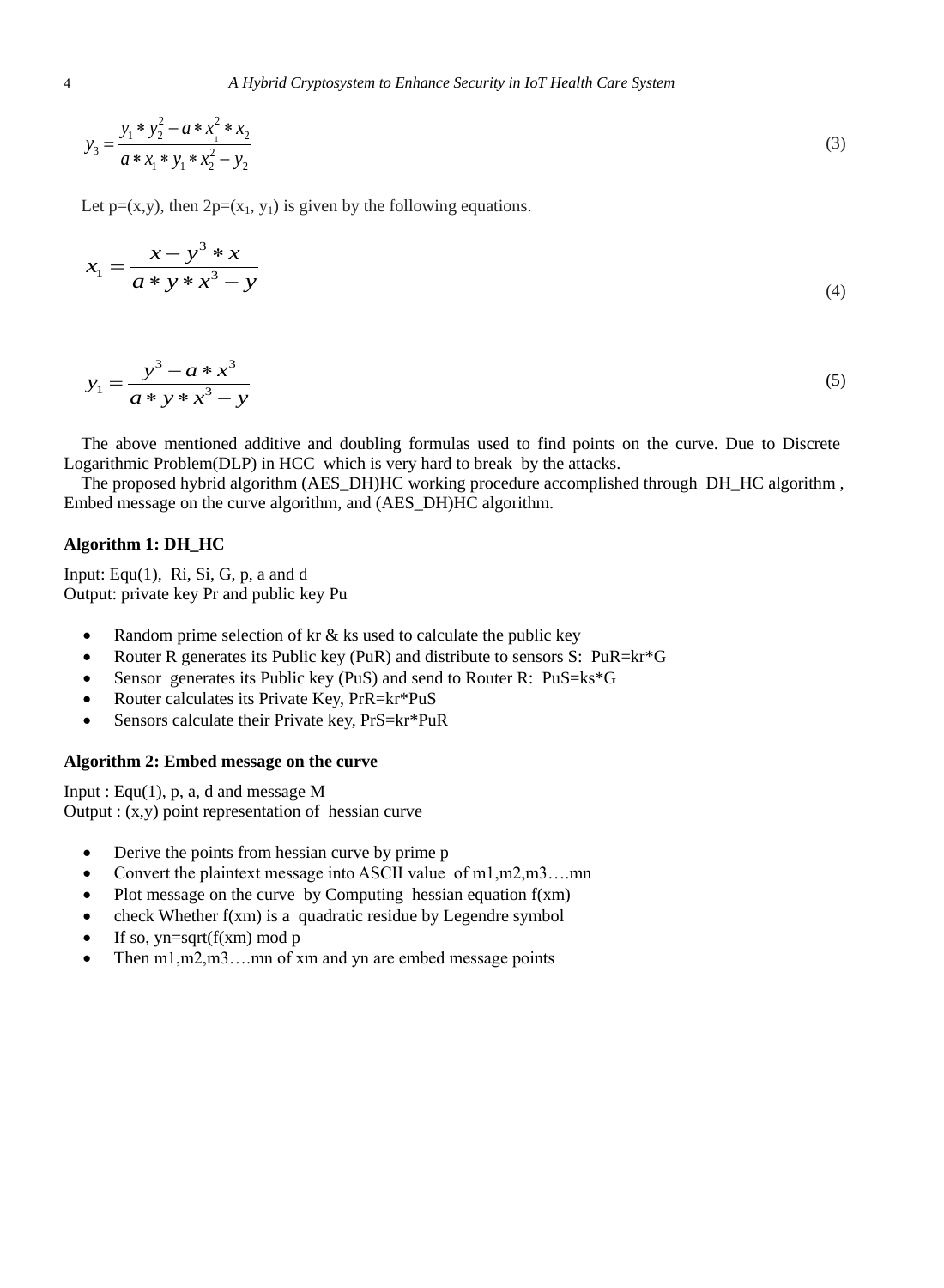$$y_3 = \frac{y_1 * y_2^2 - a * x_1^2 * x_2}{a * x_1 * y_1 * x_2^2 - y_2} \tag{3}$$

Let p=(x,y), then 2p=($x_1$, $y_1$) is given by the following equations.

$$x_1 = \frac{x - y^3 * x}{a * y * x^3 - y} \tag{4}$$

$$y_1 = \frac{y^3 - a * x^3}{a * y * x^3 - y} \tag{5}$$

The above mentioned additive and doubling formulas used to find points on the curve. Due to Discrete Logarithmic Problem(DLP) in HCC which is very hard to break by the attacks.

The proposed hybrid algorithm (AES_DH)HC working procedure accomplished through DH_HC algorithm , Embed message on the curve algorithm, and (AES_DH)HC algorithm.

**Algorithm 1: DH_HC**

Input: Equ(1), Ri, Si, G, p, a and d
Output: private key Pr and public key Pu

- Random prime selection of kr & ks used to calculate the public key
- Router R generates its Public key (PuR) and distribute to sensors S: PuR=kr*G
- Sensor generates its Public key (PuS) and send to Router R: PuS=ks*G
- Router calculates its Private Key, PrR=kr*PuS
- Sensors calculate their Private key, PrS=kr*PuR

**Algorithm 2: Embed message on the curve**

Input : Equ(1), p, a, d and message M
Output : (x,y) point representation of hessian curve

- Derive the points from hessian curve by prime p
- Convert the plaintext message into ASCII value of m1,m2,m3….mn
- Plot message on the curve by Computing hessian equation f(xm)
- check Whether f(xm) is a quadratic residue by Legendre symbol
- If so, yn=sqrt(f(xm) mod p
- Then m1,m2,m3….mn of xm and yn are embed message points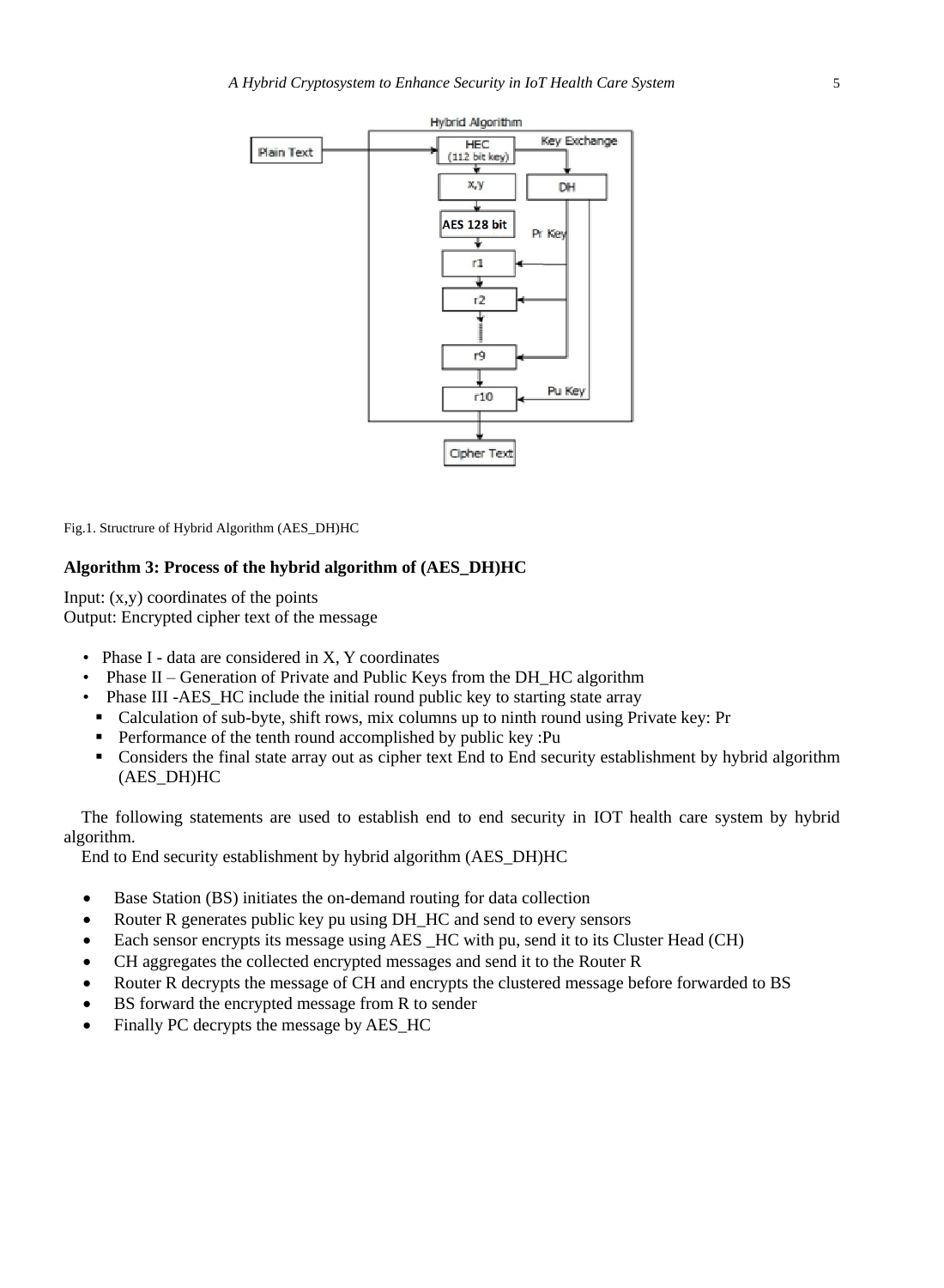Fig.1. Structrure of Hybrid Algorithm (AES_DH)HC

**Algorithm 3: Process of the hybrid algorithm of (AES_DH)HC**

Input: (x,y) coordinates of the points
Output: Encrypted cipher text of the message

- Phase I - data are considered in X, Y coordinates
- Phase II – Generation of Private and Public Keys from the DH_HC algorithm
- Phase III -AES_HC include the initial round public key to starting state array
  - Calculation of sub-byte, shift rows, mix columns up to ninth round using Private key: Pr
  - Performance of the tenth round accomplished by public key :Pu
  - Considers the final state array out as cipher text End to End security establishment by hybrid algorithm (AES_DH)HC

The following statements are used to establish end to end security in IOT health care system by hybrid algorithm.

End to End security establishment by hybrid algorithm (AES_DH)HC

- Base Station (BS) initiates the on-demand routing for data collection
- Router R generates public key pu using DH_HC and send to every sensors
- Each sensor encrypts its message using AES _HC with pu, send it to its Cluster Head (CH)
- CH aggregates the collected encrypted messages and send it to the Router R
- Router R decrypts the message of CH and encrypts the clustered message before forwarded to BS
- BS forward the encrypted message from R to sender
- Finally PC decrypts the message by AES_HC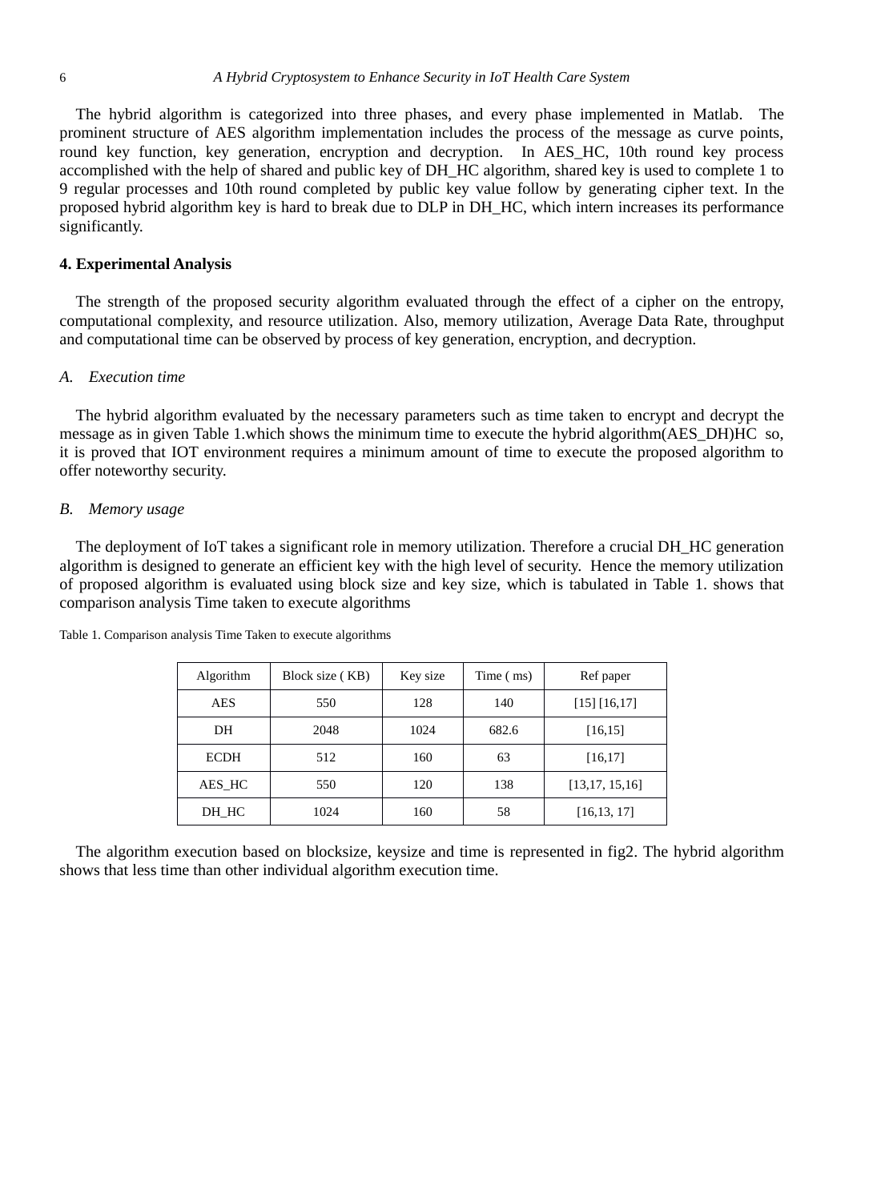The hybrid algorithm is categorized into three phases, and every phase implemented in Matlab. The prominent structure of AES algorithm implementation includes the process of the message as curve points, round key function, key generation, encryption and decryption. In AES_HC, 10th round key process accomplished with the help of shared and public key of DH_HC algorithm, shared key is used to complete 1 to 9 regular processes and 10th round completed by public key value follow by generating cipher text. In the proposed hybrid algorithm key is hard to break due to DLP in DH_HC, which intern increases its performance significantly.

## 4. Experimental Analysis

The strength of the proposed security algorithm evaluated through the effect of a cipher on the entropy, computational complexity, and resource utilization. Also, memory utilization, Average Data Rate, throughput and computational time can be observed by process of key generation, encryption, and decryption.

### *A. Execution time*

The hybrid algorithm evaluated by the necessary parameters such as time taken to encrypt and decrypt the message as in given Table 1.which shows the minimum time to execute the hybrid algorithm(AES_DH)HC so, it is proved that IOT environment requires a minimum amount of time to execute the proposed algorithm to offer noteworthy security.

### *B. Memory usage*

The deployment of IoT takes a significant role in memory utilization. Therefore a crucial DH_HC generation algorithm is designed to generate an efficient key with the high level of security. Hence the memory utilization of proposed algorithm is evaluated using block size and key size, which is tabulated in Table 1. shows that comparison analysis Time taken to execute algorithms

Table 1. Comparison analysis Time Taken to execute algorithms

| Algorithm | Block size ( KB) | Key size | Time ( ms) | Ref paper |
|---|---|---|---|---|
| AES | 550 | 128 | 140 | [15] [16,17] |
| DH | 2048 | 1024 | 682.6 | [16,15] |
| ECDH | 512 | 160 | 63 | [16,17] |
| AES_HC | 550 | 120 | 138 | [13,17, 15,16] |
| DH_HC | 1024 | 160 | 58 | [16,13, 17] |

The algorithm execution based on blocksize, keysize and time is represented in fig2. The hybrid algorithm shows that less time than other individual algorithm execution time.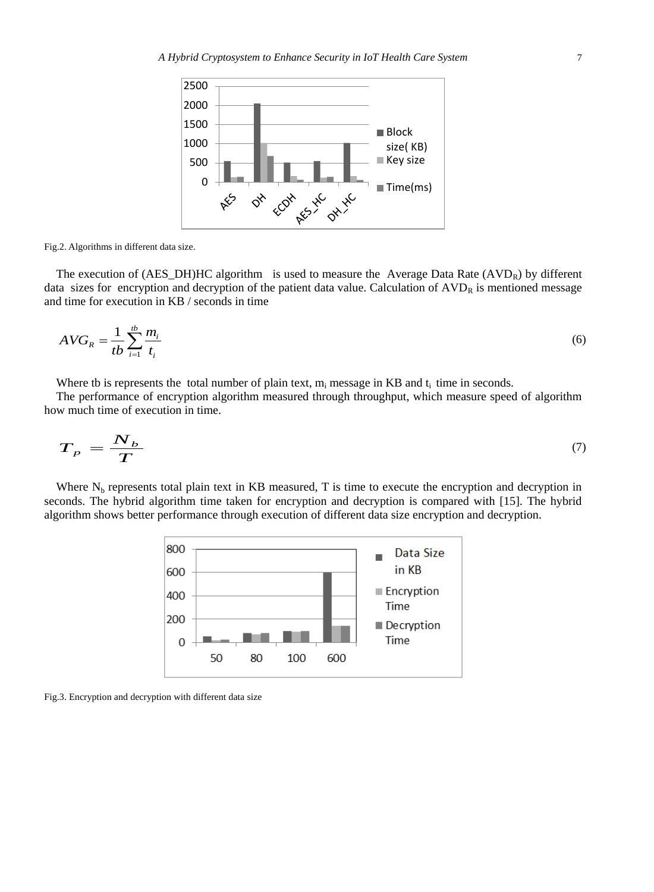Fig.2. Algorithms in different data size.

The execution of (AES_DH)HC algorithm is used to measure the Average Data Rate ($AVD_R$) by different data sizes for encryption and decryption of the patient data value. Calculation of $AVD_R$ is mentioned message and time for execution in KB / seconds in time

$$AVG_R = \frac{1}{tb}\sum_{i=1}^{tb}\frac{m_i}{t_i} \tag{6}$$

Where tb is represents the total number of plain text, $m_i$ message in KB and $t_i$ time in seconds.

The performance of encryption algorithm measured through throughput, which measure speed of algorithm how much time of execution in time.

$$T_P = \frac{N_b}{T} \tag{7}$$

Where $N_b$ represents total plain text in KB measured, T is time to execute the encryption and decryption in seconds. The hybrid algorithm time taken for encryption and decryption is compared with [15]. The hybrid algorithm shows better performance through execution of different data size encryption and decryption.

Fig.3. Encryption and decryption with different data size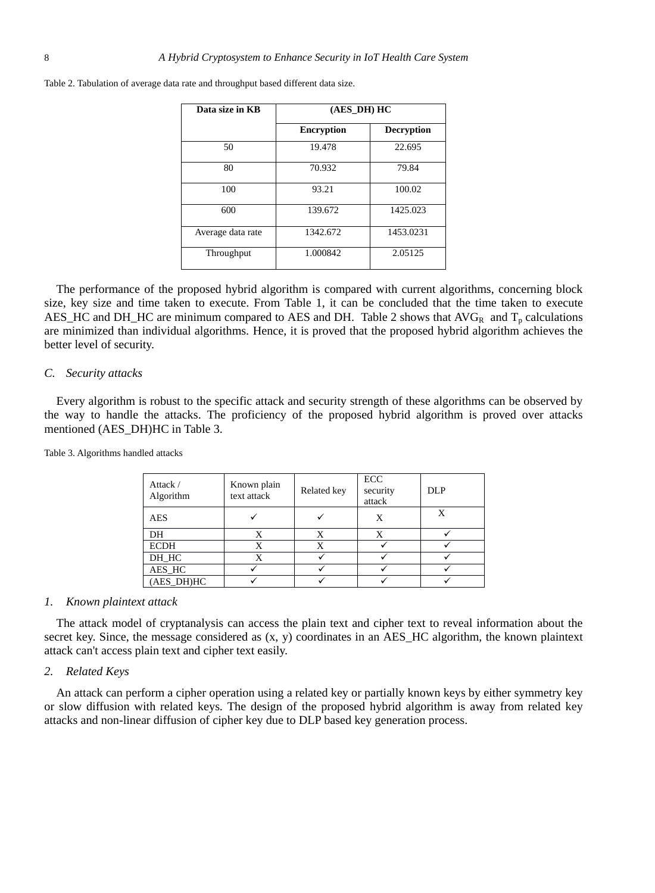Table 2. Tabulation of average data rate and throughput based different data size.

| Data size in KB | (AES_DH) HC | |
|---|---|---|
| | **Encryption** | **Decryption** |
| 50 | 19.478 | 22.695 |
| 80 | 70.932 | 79.84 |
| 100 | 93.21 | 100.02 |
| 600 | 139.672 | 1425.023 |
| Average data rate | 1342.672 | 1453.0231 |
| Throughput | 1.000842 | 2.05125 |

The performance of the proposed hybrid algorithm is compared with current algorithms, concerning block size, key size and time taken to execute. From Table 1, it can be concluded that the time taken to execute AES_HC and DH_HC are minimum compared to AES and DH. Table 2 shows that $AVG_R$ and $T_p$ calculations are minimized than individual algorithms. Hence, it is proved that the proposed hybrid algorithm achieves the better level of security.

### C. *Security attacks*

Every algorithm is robust to the specific attack and security strength of these algorithms can be observed by the way to handle the attacks. The proficiency of the proposed hybrid algorithm is proved over attacks mentioned (AES_DH)HC in Table 3.

Table 3. Algorithms handled attacks

| Attack / Algorithm | Known plain text attack | Related key | ECC security attack | DLP |
|---|---|---|---|---|
| AES | ✓ | ✓ | X | X |
| DH | X | X | X | ✓ |
| ECDH | X | X | ✓ | ✓ |
| DH_HC | X | ✓ | ✓ | ✓ |
| AES_HC | ✓ | ✓ | ✓ | ✓ |
| (AES_DH)HC | ✓ | ✓ | ✓ | ✓ |

#### 1. *Known plaintext attack*

The attack model of cryptanalysis can access the plain text and cipher text to reveal information about the secret key. Since, the message considered as (x, y) coordinates in an AES_HC algorithm, the known plaintext attack can't access plain text and cipher text easily.

#### 2. *Related Keys*

An attack can perform a cipher operation using a related key or partially known keys by either symmetry key or slow diffusion with related keys. The design of the proposed hybrid algorithm is away from related key attacks and non-linear diffusion of cipher key due to DLP based key generation process.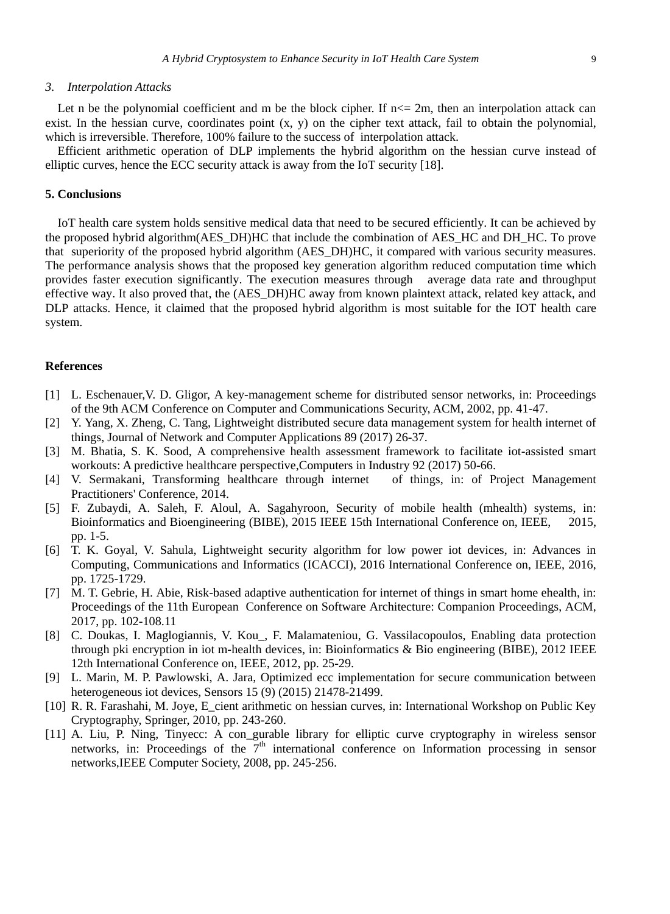*3. Interpolation Attacks*

Let n be the polynomial coefficient and m be the block cipher. If n<= 2m, then an interpolation attack can exist. In the hessian curve, coordinates point (x, y) on the cipher text attack, fail to obtain the polynomial, which is irreversible. Therefore, 100% failure to the success of interpolation attack.

Efficient arithmetic operation of DLP implements the hybrid algorithm on the hessian curve instead of elliptic curves, hence the ECC security attack is away from the IoT security [18].

## 5. Conclusions

IoT health care system holds sensitive medical data that need to be secured efficiently. It can be achieved by the proposed hybrid algorithm(AES_DH)HC that include the combination of AES_HC and DH_HC. To prove that superiority of the proposed hybrid algorithm (AES_DH)HC, it compared with various security measures. The performance analysis shows that the proposed key generation algorithm reduced computation time which provides faster execution significantly. The execution measures through average data rate and throughput effective way. It also proved that, the (AES_DH)HC away from known plaintext attack, related key attack, and DLP attacks. Hence, it claimed that the proposed hybrid algorithm is most suitable for the IOT health care system.

## References

[1] L. Eschenauer,V. D. Gligor, A key-management scheme for distributed sensor networks, in: Proceedings of the 9th ACM Conference on Computer and Communications Security, ACM, 2002, pp. 41-47.

[2] Y. Yang, X. Zheng, C. Tang, Lightweight distributed secure data management system for health internet of things, Journal of Network and Computer Applications 89 (2017) 26-37.

[3] M. Bhatia, S. K. Sood, A comprehensive health assessment framework to facilitate iot-assisted smart workouts: A predictive healthcare perspective,Computers in Industry 92 (2017) 50-66.

[4] V. Sermakani, Transforming healthcare through internet of things, in: of Project Management Practitioners' Conference, 2014.

[5] F. Zubaydi, A. Saleh, F. Aloul, A. Sagahyroon, Security of mobile health (mhealth) systems, in: Bioinformatics and Bioengineering (BIBE), 2015 IEEE 15th International Conference on, IEEE, 2015, pp. 1-5.

[6] T. K. Goyal, V. Sahula, Lightweight security algorithm for low power iot devices, in: Advances in Computing, Communications and Informatics (ICACCI), 2016 International Conference on, IEEE, 2016, pp. 1725-1729.

[7] M. T. Gebrie, H. Abie, Risk-based adaptive authentication for internet of things in smart home ehealth, in: Proceedings of the 11th European Conference on Software Architecture: Companion Proceedings, ACM, 2017, pp. 102-108.11

[8] C. Doukas, I. Maglogiannis, V. Kou_, F. Malamateniou, G. Vassilacopoulos, Enabling data protection through pki encryption in iot m-health devices, in: Bioinformatics & Bio engineering (BIBE), 2012 IEEE 12th International Conference on, IEEE, 2012, pp. 25-29.

[9] L. Marin, M. P. Pawlowski, A. Jara, Optimized ecc implementation for secure communication between heterogeneous iot devices, Sensors 15 (9) (2015) 21478-21499.

[10] R. R. Farashahi, M. Joye, E_cient arithmetic on hessian curves, in: International Workshop on Public Key Cryptography, Springer, 2010, pp. 243-260.

[11] A. Liu, P. Ning, Tinyecc: A con_gurable library for elliptic curve cryptography in wireless sensor networks, in: Proceedings of the 7th international conference on Information processing in sensor networks,IEEE Computer Society, 2008, pp. 245-256.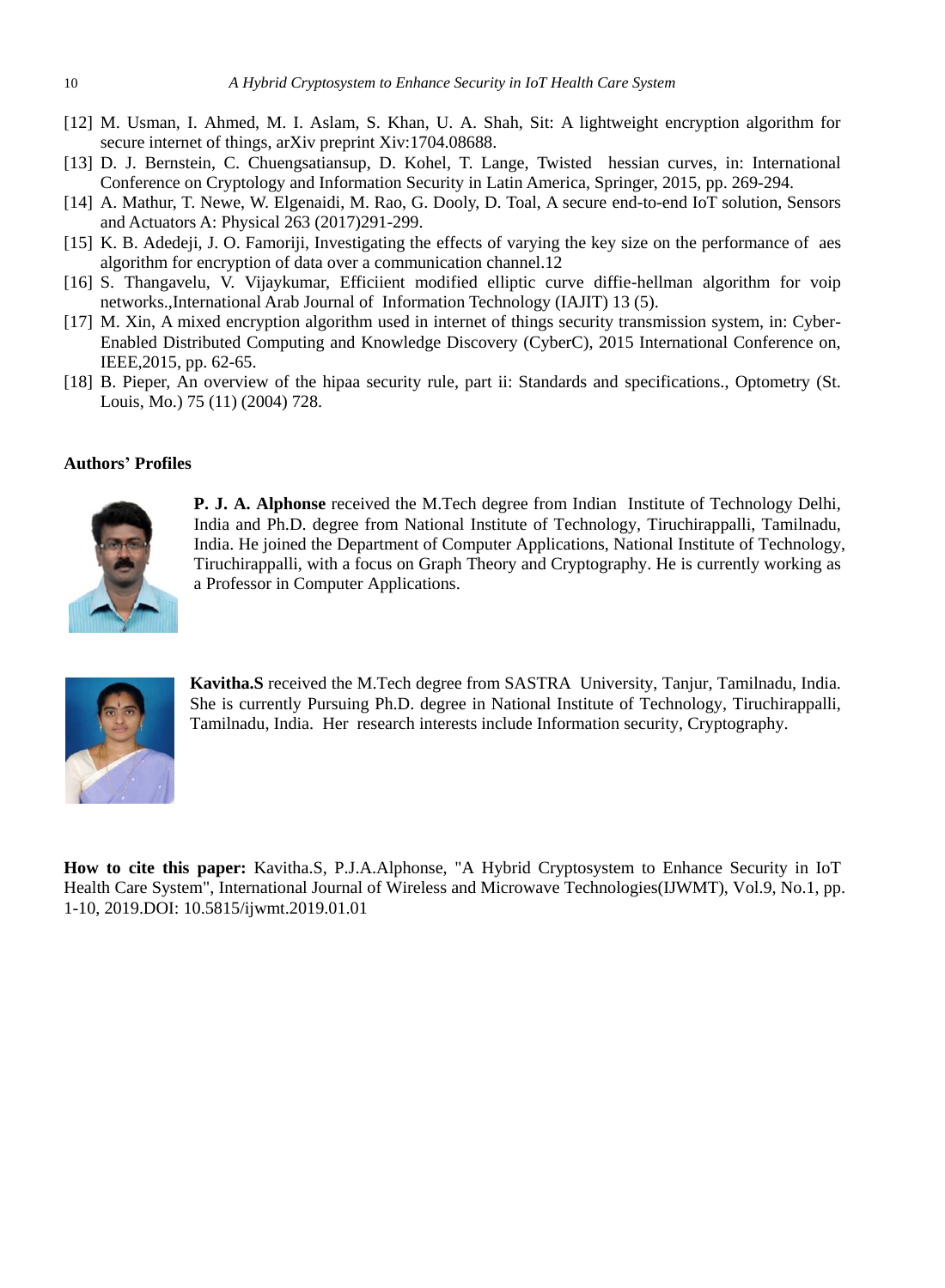[12] M. Usman, I. Ahmed, M. I. Aslam, S. Khan, U. A. Shah, Sit: A lightweight encryption algorithm for secure internet of things, arXiv preprint Xiv:1704.08688.

[13] D. J. Bernstein, C. Chuengsatiansup, D. Kohel, T. Lange, Twisted hessian curves, in: International Conference on Cryptology and Information Security in Latin America, Springer, 2015, pp. 269-294.

[14] A. Mathur, T. Newe, W. Elgenaidi, M. Rao, G. Dooly, D. Toal, A secure end-to-end IoT solution, Sensors and Actuators A: Physical 263 (2017)291-299.

[15] K. B. Adedeji, J. O. Famoriji, Investigating the effects of varying the key size on the performance of aes algorithm for encryption of data over a communication channel.12

[16] S. Thangavelu, V. Vijaykumar, Efficiient modified elliptic curve diffie-hellman algorithm for voip networks.,International Arab Journal of Information Technology (IAJIT) 13 (5).

[17] M. Xin, A mixed encryption algorithm used in internet of things security transmission system, in: Cyber-Enabled Distributed Computing and Knowledge Discovery (CyberC), 2015 International Conference on, IEEE,2015, pp. 62-65.

[18] B. Pieper, An overview of the hipaa security rule, part ii: Standards and specifications., Optometry (St. Louis, Mo.) 75 (11) (2004) 728.

**Authors' Profiles**

**P. J. A. Alphonse** received the M.Tech degree from Indian Institute of Technology Delhi, India and Ph.D. degree from National Institute of Technology, Tiruchirappalli, Tamilnadu, India. He joined the Department of Computer Applications, National Institute of Technology, Tiruchirappalli, with a focus on Graph Theory and Cryptography. He is currently working as a Professor in Computer Applications.

**Kavitha.S** received the M.Tech degree from SASTRA University, Tanjur, Tamilnadu, India. She is currently Pursuing Ph.D. degree in National Institute of Technology, Tiruchirappalli, Tamilnadu, India. Her research interests include Information security, Cryptography.

**How to cite this paper:** Kavitha.S, P.J.A.Alphonse, "A Hybrid Cryptosystem to Enhance Security in IoT Health Care System", International Journal of Wireless and Microwave Technologies(IJWMT), Vol.9, No.1, pp. 1-10, 2019.DOI: 10.5815/ijwmt.2019.01.01